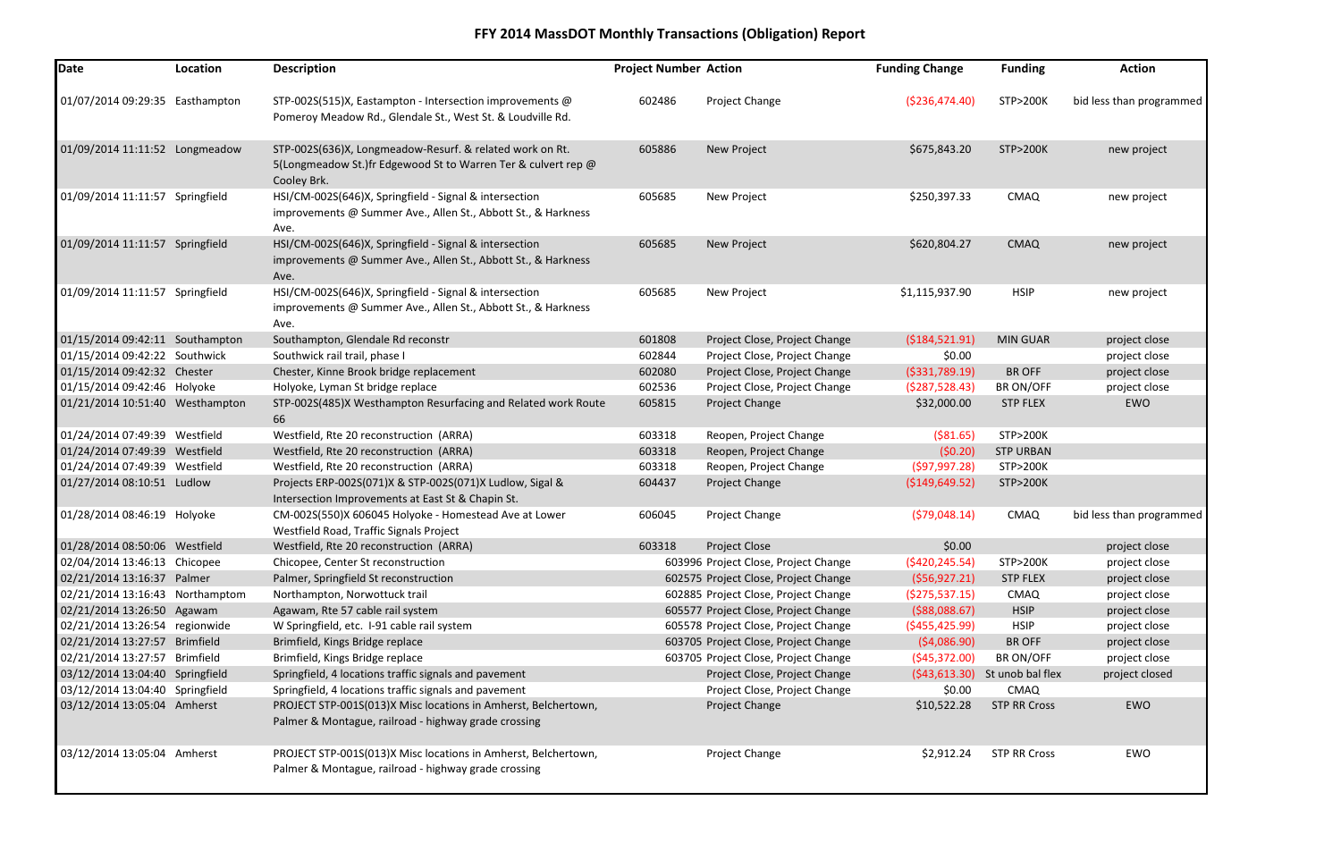# FFY 2014 MassDOT Monthly Transactions (Obligation) Report

| Date | Location | Description | Project Number | Action | Funding Change | Funding | Action |
|---|---|---|---|---|---|---|---|
| 01/07/2014 09:29:35 | Easthampton | STP-002S(515)X, Eastampton - Intersection improvements @ Pomeroy Meadow Rd., Glendale St., West St. & Loudville Rd. | 602486 | Project Change | ($236,474.40) | STP>200K | bid less than programmed |
| 01/09/2014 11:11:52 | Longmeadow | STP-002S(636)X, Longmeadow-Resurf. & related work on Rt. 5(Longmeadow St.)fr Edgewood St to Warren Ter & culvert rep @ Cooley Brk. | 605886 | New Project | $675,843.20 | STP>200K | new project |
| 01/09/2014 11:11:57 | Springfield | HSI/CM-002S(646)X, Springfield - Signal & intersection improvements @ Summer Ave., Allen St., Abbott St., & Harkness Ave. | 605685 | New Project | $250,397.33 | CMAQ | new project |
| 01/09/2014 11:11:57 | Springfield | HSI/CM-002S(646)X, Springfield - Signal & intersection improvements @ Summer Ave., Allen St., Abbott St., & Harkness Ave. | 605685 | New Project | $620,804.27 | CMAQ | new project |
| 01/09/2014 11:11:57 | Springfield | HSI/CM-002S(646)X, Springfield - Signal & intersection improvements @ Summer Ave., Allen St., Abbott St., & Harkness Ave. | 605685 | New Project | $1,115,937.90 | HSIP | new project |
| 01/15/2014 09:42:11 | Southampton | Southampton, Glendale Rd reconstr | 601808 | Project Close, Project Change | ($184,521.91) | MIN GUAR | project close |
| 01/15/2014 09:42:22 | Southwick | Southwick rail trail, phase I | 602844 | Project Close, Project Change | $0.00 | | project close |
| 01/15/2014 09:42:32 | Chester | Chester, Kinne Brook bridge replacement | 602080 | Project Close, Project Change | ($331,789.19) | BR OFF | project close |
| 01/15/2014 09:42:46 | Holyoke | Holyoke, Lyman St bridge replace | 602536 | Project Close, Project Change | ($287,528.43) | BR ON/OFF | project close |
| 01/21/2014 10:51:40 | Westhampton | STP-002S(485)X Westhampton Resurfacing and Related work Route 66 | 605815 | Project Change | $32,000.00 | STP FLEX | EWO |
| 01/24/2014 07:49:39 | Westfield | Westfield, Rte 20 reconstruction (ARRA) | 603318 | Reopen, Project Change | ($81.65) | STP>200K | |
| 01/24/2014 07:49:39 | Westfield | Westfield, Rte 20 reconstruction (ARRA) | 603318 | Reopen, Project Change | ($0.20) | STP URBAN | |
| 01/24/2014 07:49:39 | Westfield | Westfield, Rte 20 reconstruction (ARRA) | 603318 | Reopen, Project Change | ($97,997.28) | STP>200K | |
| 01/27/2014 08:10:51 | Ludlow | Projects ERP-002S(071)X & STP-002S(071)X Ludlow, Sigal & Intersection Improvements at East St & Chapin St. | 604437 | Project Change | ($149,649.52) | STP>200K | |
| 01/28/2014 08:46:19 | Holyoke | CM-002S(550)X 606045 Holyoke - Homestead Ave at Lower Westfield Road, Traffic Signals Project | 606045 | Project Change | ($79,048.14) | CMAQ | bid less than programmed |
| 01/28/2014 08:50:06 | Westfield | Westfield, Rte 20 reconstruction (ARRA) | 603318 | Project Close | $0.00 | | project close |
| 02/04/2014 13:46:13 | Chicopee | Chicopee, Center St reconstruction | 603996 | Project Close, Project Change | ($420,245.54) | STP>200K | project close |
| 02/21/2014 13:16:37 | Palmer | Palmer, Springfield St reconstruction | 602575 | Project Close, Project Change | ($56,927.21) | STP FLEX | project close |
| 02/21/2014 13:16:43 | Northamptom | Northampton, Norwottuck trail | 602885 | Project Close, Project Change | ($275,537.15) | CMAQ | project close |
| 02/21/2014 13:26:50 | Agawam | Agawam, Rte 57 cable rail system | 605577 | Project Close, Project Change | ($88,088.67) | HSIP | project close |
| 02/21/2014 13:26:54 | regionwide | W Springfield, etc. I-91 cable rail system | 605578 | Project Close, Project Change | ($455,425.99) | HSIP | project close |
| 02/21/2014 13:27:57 | Brimfield | Brimfield, Kings Bridge replace | 603705 | Project Close, Project Change | ($4,086.90) | BR OFF | project close |
| 02/21/2014 13:27:57 | Brimfield | Brimfield, Kings Bridge replace | 603705 | Project Close, Project Change | ($45,372.00) | BR ON/OFF | project close |
| 03/12/2014 13:04:40 | Springfield | Springfield, 4 locations traffic signals and pavement | | Project Close, Project Change | ($43,613.30) | St unob bal flex | project closed |
| 03/12/2014 13:04:40 | Springfield | Springfield, 4 locations traffic signals and pavement | | Project Close, Project Change | $0.00 | CMAQ | |
| 03/12/2014 13:05:04 | Amherst | PROJECT STP-001S(013)X Misc locations in Amherst, Belchertown, Palmer & Montague, railroad - highway grade crossing | | Project Change | $10,522.28 | STP RR Cross | EWO |
| 03/12/2014 13:05:04 | Amherst | PROJECT STP-001S(013)X Misc locations in Amherst, Belchertown, Palmer & Montague, railroad - highway grade crossing | | Project Change | $2,912.24 | STP RR Cross | EWO |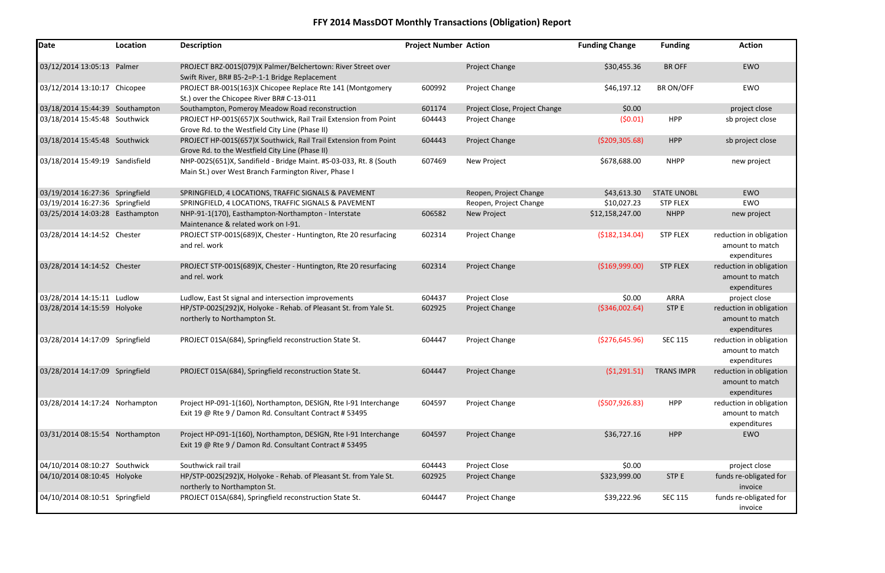# FFY 2014 MassDOT Monthly Transactions (Obligation) Report

| Date | Location | Description | Project Number | Action | Funding Change | Funding | Action |
|---|---|---|---|---|---|---|---|
| 03/12/2014 13:05:13 | Palmer | PROJECT BRZ-001S(079)X Palmer/Belchertown: River Street over Swift River, BR# B5-2=P-1-1 Bridge Replacement | | Project Change | $30,455.36 | BR OFF | EWO |
| 03/12/2014 13:10:17 | Chicopee | PROJECT BR-001S(163)X Chicopee Replace Rte 141 (Montgomery St.) over the Chicopee River BR# C-13-011 | 600992 | Project Change | $46,197.12 | BR ON/OFF | EWO |
| 03/18/2014 15:44:39 | Southampton | Southampton, Pomeroy Meadow Road reconstruction | 601174 | Project Close, Project Change | $0.00 | | project close |
| 03/18/2014 15:45:48 | Southwick | PROJECT HP-001S(657)X Southwick, Rail Trail Extension from Point Grove Rd. to the Westfield City Line (Phase II) | 604443 | Project Change | ($0.01) | HPP | sb project close |
| 03/18/2014 15:45:48 | Southwick | PROJECT HP-001S(657)X Southwick, Rail Trail Extension from Point Grove Rd. to the Westfield City Line (Phase II) | 604443 | Project Change | ($209,305.68) | HPP | sb project close |
| 03/18/2014 15:49:19 | Sandisfield | NHP-002S(651)X, Sandifield - Bridge Maint. #S-03-033, Rt. 8 (South Main St.) over West Branch Farmington River, Phase I | 607469 | New Project | $678,688.00 | NHPP | new project |
| 03/19/2014 16:27:36 | Springfield | SPRINGFIELD, 4 LOCATIONS, TRAFFIC SIGNALS & PAVEMENT | | Reopen, Project Change | $43,613.30 | STATE UNOBL | EWO |
| 03/19/2014 16:27:36 | Springfield | SPRINGFIELD, 4 LOCATIONS, TRAFFIC SIGNALS & PAVEMENT | | Reopen, Project Change | $10,027.23 | STP FLEX | EWO |
| 03/25/2014 14:03:28 | Easthampton | NHP-91-1(170), Easthampton-Northampton - Interstate Maintenance & related work on I-91. | 606582 | New Project | $12,158,247.00 | NHPP | new project |
| 03/28/2014 14:14:52 | Chester | PROJECT STP-001S(689)X, Chester - Huntington, Rte 20 resurfacing and rel. work | 602314 | Project Change | ($182,134.04) | STP FLEX | reduction in obligation amount to match expenditures |
| 03/28/2014 14:14:52 | Chester | PROJECT STP-001S(689)X, Chester - Huntington, Rte 20 resurfacing and rel. work | 602314 | Project Change | ($169,999.00) | STP FLEX | reduction in obligation amount to match expenditures |
| 03/28/2014 14:15:11 | Ludlow | Ludlow, East St signal and intersection improvements | 604437 | Project Close | $0.00 | ARRA | project close |
| 03/28/2014 14:15:59 | Holyoke | HP/STP-002S(292)X, Holyoke - Rehab. of Pleasant St. from Yale St. northerly to Northampton St. | 602925 | Project Change | ($346,002.64) | STP E | reduction in obligation amount to match expenditures |
| 03/28/2014 14:17:09 | Springfield | PROJECT 01SA(684), Springfield reconstruction State St. | 604447 | Project Change | ($276,645.96) | SEC 115 | reduction in obligation amount to match expenditures |
| 03/28/2014 14:17:09 | Springfield | PROJECT 01SA(684), Springfield reconstruction State St. | 604447 | Project Change | ($1,291.51) | TRANS IMPR | reduction in obligation amount to match expenditures |
| 03/28/2014 14:17:24 | Norhampton | Project HP-091-1(160), Northampton, DESIGN, Rte I-91 Interchange Exit 19 @ Rte 9 / Damon Rd. Consultant Contract # 53495 | 604597 | Project Change | ($507,926.83) | HPP | reduction in obligation amount to match expenditures |
| 03/31/2014 08:15:54 | Northampton | Project HP-091-1(160), Northampton, DESIGN, Rte I-91 Interchange Exit 19 @ Rte 9 / Damon Rd. Consultant Contract # 53495 | 604597 | Project Change | $36,727.16 | HPP | EWO |
| 04/10/2014 08:10:27 | Southwick | Southwick rail trail | 604443 | Project Close | $0.00 | | project close |
| 04/10/2014 08:10:45 | Holyoke | HP/STP-002S(292)X, Holyoke - Rehab. of Pleasant St. from Yale St. northerly to Northampton St. | 602925 | Project Change | $323,999.00 | STP E | funds re-obligated for invoice |
| 04/10/2014 08:10:51 | Springfield | PROJECT 01SA(684), Springfield reconstruction State St. | 604447 | Project Change | $39,222.96 | SEC 115 | funds re-obligated for invoice |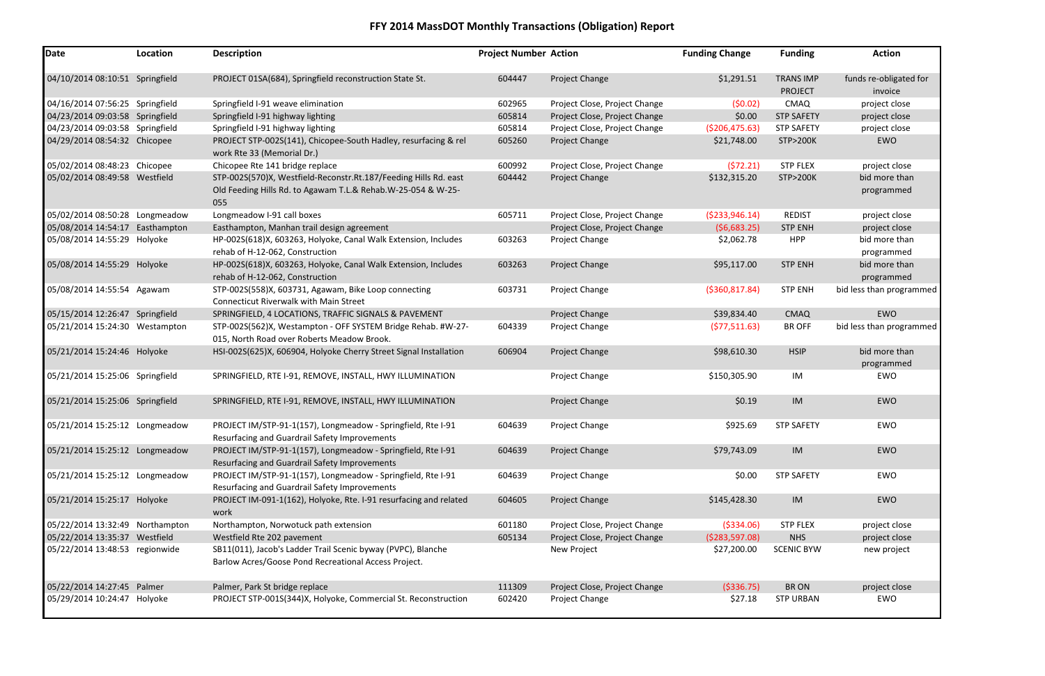# FFY 2014 MassDOT Monthly Transactions (Obligation) Report

| Date | Location | Description | Project Number | Action | Funding Change | Funding | Action |
|---|---|---|---|---|---|---|---|
| 04/10/2014 08:10:51 | Springfield | PROJECT 01SA(684), Springfield reconstruction State St. | 604447 | Project Change | $1,291.51 | TRANS IMP PROJECT | funds re-obligated for invoice |
| 04/16/2014 07:56:25 | Springfield | Springfield I-91 weave elimination | 602965 | Project Close, Project Change | ($0.02) | CMAQ | project close |
| 04/23/2014 09:03:58 | Springfield | Springfield I-91 highway lighting | 605814 | Project Close, Project Change | $0.00 | STP SAFETY | project close |
| 04/23/2014 09:03:58 | Springfield | Springfield I-91 highway lighting | 605814 | Project Close, Project Change | ($206,475.63) | STP SAFETY | project close |
| 04/29/2014 08:54:32 | Chicopee | PROJECT STP-002S(141), Chicopee-South Hadley, resurfacing & rel work Rte 33 (Memorial Dr.) | 605260 | Project Change | $21,748.00 | STP>200K | EWO |
| 05/02/2014 08:48:23 | Chicopee | Chicopee Rte 141 bridge replace | 600992 | Project Close, Project Change | ($72.21) | STP FLEX | project close |
| 05/02/2014 08:49:58 | Westfield | STP-002S(570)X, Westfield-Reconstr.Rt.187/Feeding Hills Rd. east Old Feeding Hills Rd. to Agawam T.L.& Rehab.W-25-054 & W-25-055 | 604442 | Project Change | $132,315.20 | STP>200K | bid more than programmed |
| 05/02/2014 08:50:28 | Longmeadow | Longmeadow I-91 call boxes | 605711 | Project Close, Project Change | ($233,946.14) | REDIST | project close |
| 05/08/2014 14:54:17 | Easthampton | Easthampton, Manhan trail design agreement | | Project Close, Project Change | ($6,683.25) | STP ENH | project close |
| 05/08/2014 14:55:29 | Holyoke | HP-002S(618)X, 603263, Holyoke, Canal Walk Extension, Includes rehab of H-12-062, Construction | 603263 | Project Change | $2,062.78 | HPP | bid more than programmed |
| 05/08/2014 14:55:29 | Holyoke | HP-002S(618)X, 603263, Holyoke, Canal Walk Extension, Includes rehab of H-12-062, Construction | 603263 | Project Change | $95,117.00 | STP ENH | bid more than programmed |
| 05/08/2014 14:55:54 | Agawam | STP-002S(558)X, 603731, Agawam, Bike Loop connecting Connecticut Riverwalk with Main Street | 603731 | Project Change | ($360,817.84) | STP ENH | bid less than programmed |
| 05/15/2014 12:26:47 | Springfield | SPRINGFIELD, 4 LOCATIONS, TRAFFIC SIGNALS & PAVEMENT | | Project Change | $39,834.40 | CMAQ | EWO |
| 05/21/2014 15:24:30 | Westampton | STP-002S(562)X, Westampton - OFF SYSTEM Bridge Rehab. #W-27-015, North Road over Roberts Meadow Brook. | 604339 | Project Change | ($77,511.63) | BR OFF | bid less than programmed |
| 05/21/2014 15:24:46 | Holyoke | HSI-002S(625)X, 606904, Holyoke Cherry Street Signal Installation | 606904 | Project Change | $98,610.30 | HSIP | bid more than programmed |
| 05/21/2014 15:25:06 | Springfield | SPRINGFIELD, RTE I-91, REMOVE, INSTALL, HWY ILLUMINATION | | Project Change | $150,305.90 | IM | EWO |
| 05/21/2014 15:25:06 | Springfield | SPRINGFIELD, RTE I-91, REMOVE, INSTALL, HWY ILLUMINATION | | Project Change | $0.19 | IM | EWO |
| 05/21/2014 15:25:12 | Longmeadow | PROJECT IM/STP-91-1(157), Longmeadow - Springfield, Rte I-91 Resurfacing and Guardrail Safety Improvements | 604639 | Project Change | $925.69 | STP SAFETY | EWO |
| 05/21/2014 15:25:12 | Longmeadow | PROJECT IM/STP-91-1(157), Longmeadow - Springfield, Rte I-91 Resurfacing and Guardrail Safety Improvements | 604639 | Project Change | $79,743.09 | IM | EWO |
| 05/21/2014 15:25:12 | Longmeadow | PROJECT IM/STP-91-1(157), Longmeadow - Springfield, Rte I-91 Resurfacing and Guardrail Safety Improvements | 604639 | Project Change | $0.00 | STP SAFETY | EWO |
| 05/21/2014 15:25:17 | Holyoke | PROJECT IM-091-1(162), Holyoke, Rte. I-91 resurfacing and related work | 604605 | Project Change | $145,428.30 | IM | EWO |
| 05/22/2014 13:32:49 | Northampton | Northampton, Norwotuck path extension | 601180 | Project Close, Project Change | ($334.06) | STP FLEX | project close |
| 05/22/2014 13:35:37 | Westfield | Westfield Rte 202 pavement | 605134 | Project Close, Project Change | ($283,597.08) | NHS | project close |
| 05/22/2014 13:48:53 | regionwide | SB11(011), Jacob's Ladder Trail Scenic byway (PVPC), Blanche Barlow Acres/Goose Pond Recreational Access Project. | | New Project | $27,200.00 | SCENIC BYW | new project |
| 05/22/2014 14:27:45 | Palmer | Palmer, Park St bridge replace | 111309 | Project Close, Project Change | ($336.75) | BR ON | project close |
| 05/29/2014 10:24:47 | Holyoke | PROJECT STP-001S(344)X, Holyoke, Commercial St. Reconstruction | 602420 | Project Change | $27.18 | STP URBAN | EWO |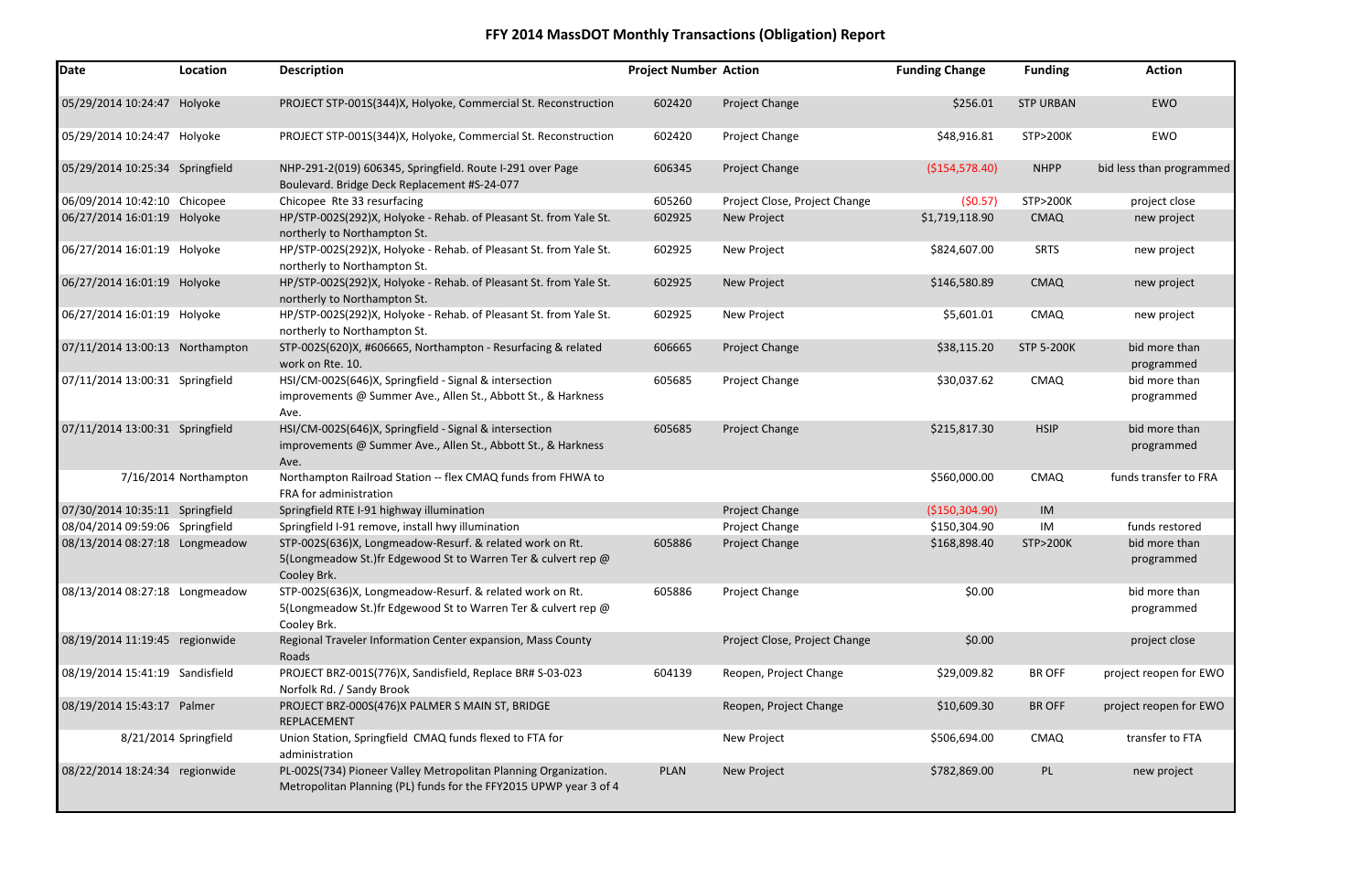# FFY 2014 MassDOT Monthly Transactions (Obligation) Report

| Date | Location | Description | Project Number | Action | Funding Change | Funding | Action |
|---|---|---|---|---|---|---|---|
| 05/29/2014 10:24:47 | Holyoke | PROJECT STP-001S(344)X, Holyoke, Commercial St. Reconstruction | 602420 | Project Change | $256.01 | STP URBAN | EWO |
| 05/29/2014 10:24:47 | Holyoke | PROJECT STP-001S(344)X, Holyoke, Commercial St. Reconstruction | 602420 | Project Change | $48,916.81 | STP>200K | EWO |
| 05/29/2014 10:25:34 | Springfield | NHP-291-2(019) 606345, Springfield. Route I-291 over Page Boulevard. Bridge Deck Replacement #S-24-077 | 606345 | Project Change | ($154,578.40) | NHPP | bid less than programmed |
| 06/09/2014 10:42:10 | Chicopee | Chicopee Rte 33 resurfacing | 605260 | Project Close, Project Change | ($0.57) | STP>200K | project close |
| 06/27/2014 16:01:19 | Holyoke | HP/STP-002S(292)X, Holyoke - Rehab. of Pleasant St. from Yale St. northerly to Northampton St. | 602925 | New Project | $1,719,118.90 | CMAQ | new project |
| 06/27/2014 16:01:19 | Holyoke | HP/STP-002S(292)X, Holyoke - Rehab. of Pleasant St. from Yale St. northerly to Northampton St. | 602925 | New Project | $824,607.00 | SRTS | new project |
| 06/27/2014 16:01:19 | Holyoke | HP/STP-002S(292)X, Holyoke - Rehab. of Pleasant St. from Yale St. northerly to Northampton St. | 602925 | New Project | $146,580.89 | CMAQ | new project |
| 06/27/2014 16:01:19 | Holyoke | HP/STP-002S(292)X, Holyoke - Rehab. of Pleasant St. from Yale St. northerly to Northampton St. | 602925 | New Project | $5,601.01 | CMAQ | new project |
| 07/11/2014 13:00:13 | Northampton | STP-002S(620)X, #606665, Northampton - Resurfacing & related work on Rte. 10. | 606665 | Project Change | $38,115.20 | STP 5-200K | bid more than programmed |
| 07/11/2014 13:00:31 | Springfield | HSI/CM-002S(646)X, Springfield - Signal & intersection improvements @ Summer Ave., Allen St., Abbott St., & Harkness Ave. | 605685 | Project Change | $30,037.62 | CMAQ | bid more than programmed |
| 07/11/2014 13:00:31 | Springfield | HSI/CM-002S(646)X, Springfield - Signal & intersection improvements @ Summer Ave., Allen St., Abbott St., & Harkness Ave. | 605685 | Project Change | $215,817.30 | HSIP | bid more than programmed |
| 7/16/2014 | Northampton | Northampton Railroad Station -- flex CMAQ funds from FHWA to FRA for administration | | | $560,000.00 | CMAQ | funds transfer to FRA |
| 07/30/2014 10:35:11 | Springfield | Springfield RTE I-91 highway illumination | | Project Change | ($150,304.90) | IM | |
| 08/04/2014 09:59:06 | Springfield | Springfield I-91 remove, install hwy illumination | | Project Change | $150,304.90 | IM | funds restored |
| 08/13/2014 08:27:18 | Longmeadow | STP-002S(636)X, Longmeadow-Resurf. & related work on Rt. 5(Longmeadow St.)fr Edgewood St to Warren Ter & culvert rep @ Cooley Brk. | 605886 | Project Change | $168,898.40 | STP>200K | bid more than programmed |
| 08/13/2014 08:27:18 | Longmeadow | STP-002S(636)X, Longmeadow-Resurf. & related work on Rt. 5(Longmeadow St.)fr Edgewood St to Warren Ter & culvert rep @ Cooley Brk. | 605886 | Project Change | $0.00 | | bid more than programmed |
| 08/19/2014 11:19:45 | regionwide | Regional Traveler Information Center expansion, Mass County Roads | | Project Close, Project Change | $0.00 | | project close |
| 08/19/2014 15:41:19 | Sandisfield | PROJECT BRZ-001S(776)X, Sandisfield, Replace BR# S-03-023 Norfolk Rd. / Sandy Brook | 604139 | Reopen, Project Change | $29,009.82 | BR OFF | project reopen for EWO |
| 08/19/2014 15:43:17 | Palmer | PROJECT BRZ-000S(476)X PALMER S MAIN ST, BRIDGE REPLACEMENT | | Reopen, Project Change | $10,609.30 | BR OFF | project reopen for EWO |
| 8/21/2014 | Springfield | Union Station, Springfield CMAQ funds flexed to FTA for administration | | New Project | $506,694.00 | CMAQ | transfer to FTA |
| 08/22/2014 18:24:34 | regionwide | PL-002S(734) Pioneer Valley Metropolitan Planning Organization. Metropolitan Planning (PL) funds for the FFY2015 UPWP year 3 of 4 | PLAN | New Project | $782,869.00 | PL | new project |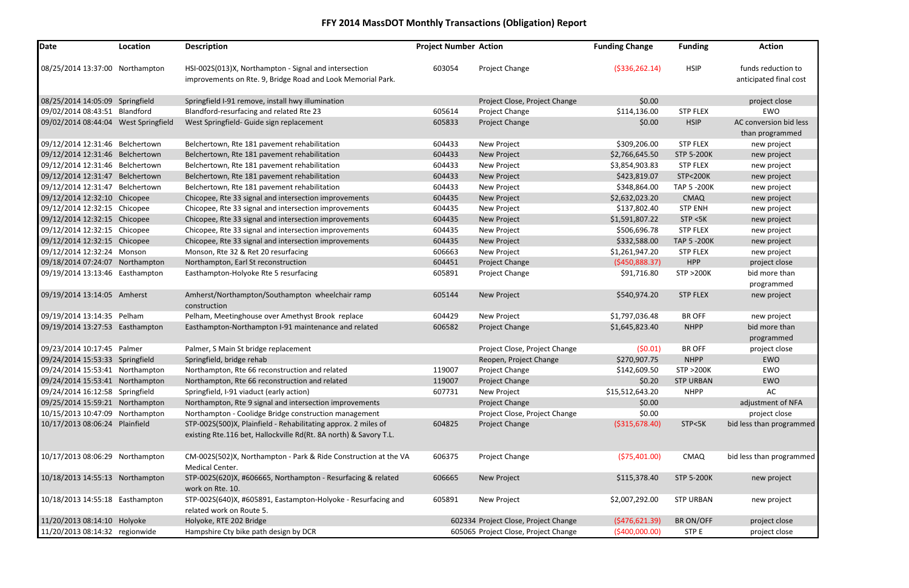# FFY 2014 MassDOT Monthly Transactions (Obligation) Report

| Date | Location | Description | Project Number | Action | Funding Change | Funding | Action |
|---|---|---|---|---|---|---|---|
| 08/25/2014 13:37:00 | Northampton | HSI-002S(013)X, Northampton - Signal and intersection improvements on Rte. 9, Bridge Road and Look Memorial Park. | 603054 | Project Change | ($336,262.14) | HSIP | funds reduction to anticipated final cost |
| 08/25/2014 14:05:09 | Springfield | Springfield I-91 remove, install hwy illumination | | Project Close, Project Change | $0.00 | | project close |
| 09/02/2014 08:43:51 | Blandford | Blandford-resurfacing and related Rte 23 | 605614 | Project Change | $114,136.00 | STP FLEX | EWO |
| 09/02/2014 08:44:04 | West Springfield | West Springfield- Guide sign replacement | 605833 | Project Change | $0.00 | HSIP | AC conversion bid less than programmed |
| 09/12/2014 12:31:46 | Belchertown | Belchertown, Rte 181 pavement rehabilitation | 604433 | New Project | $309,206.00 | STP FLEX | new project |
| 09/12/2014 12:31:46 | Belchertown | Belchertown, Rte 181 pavement rehabilitation | 604433 | New Project | $2,766,645.50 | STP 5-200K | new project |
| 09/12/2014 12:31:46 | Belchertown | Belchertown, Rte 181 pavement rehabilitation | 604433 | New Project | $3,854,903.83 | STP FLEX | new project |
| 09/12/2014 12:31:47 | Belchertown | Belchertown, Rte 181 pavement rehabilitation | 604433 | New Project | $423,819.07 | STP<200K | new project |
| 09/12/2014 12:31:47 | Belchertown | Belchertown, Rte 181 pavement rehabilitation | 604433 | New Project | $348,864.00 | TAP 5 -200K | new project |
| 09/12/2014 12:32:10 | Chicopee | Chicopee, Rte 33 signal and intersection improvements | 604435 | New Project | $2,632,023.20 | CMAQ | new project |
| 09/12/2014 12:32:15 | Chicopee | Chicopee, Rte 33 signal and intersection improvements | 604435 | New Project | $137,802.40 | STP ENH | new project |
| 09/12/2014 12:32:15 | Chicopee | Chicopee, Rte 33 signal and intersection improvements | 604435 | New Project | $1,591,807.22 | STP <5K | new project |
| 09/12/2014 12:32:15 | Chicopee | Chicopee, Rte 33 signal and intersection improvements | 604435 | New Project | $506,696.78 | STP FLEX | new project |
| 09/12/2014 12:32:15 | Chicopee | Chicopee, Rte 33 signal and intersection improvements | 604435 | New Project | $332,588.00 | TAP 5 -200K | new project |
| 09/12/2014 12:32:24 | Monson | Monson, Rte 32 & Ret 20 resurfacing | 606663 | New Project | $1,261,947.20 | STP FLEX | new project |
| 09/18/2014 07:24:07 | Northampton | Northampton, Earl St reconstruction | 604451 | Project Change | ($450,888.37) | HPP | project close |
| 09/19/2014 13:13:46 | Easthampton | Easthampton-Holyoke Rte 5 resurfacing | 605891 | Project Change | $91,716.80 | STP >200K | bid more than programmed |
| 09/19/2014 13:14:05 | Amherst | Amherst/Northampton/Southampton wheelchair ramp construction | 605144 | New Project | $540,974.20 | STP FLEX | new project |
| 09/19/2014 13:14:35 | Pelham | Pelham, Meetinghouse over Amethyst Brook replace | 604429 | New Project | $1,797,036.48 | BR OFF | new project |
| 09/19/2014 13:27:53 | Easthampton | Easthampton-Northampton I-91 maintenance and related | 606582 | Project Change | $1,645,823.40 | NHPP | bid more than programmed |
| 09/23/2014 10:17:45 | Palmer | Palmer, S Main St bridge replacement | | Project Close, Project Change | ($0.01) | BR OFF | project close |
| 09/24/2014 15:53:33 | Springfield | Springfield, bridge rehab | | Reopen, Project Change | $270,907.75 | NHPP | EWO |
| 09/24/2014 15:53:41 | Northampton | Northampton, Rte 66 reconstruction and related | 119007 | Project Change | $142,609.50 | STP >200K | EWO |
| 09/24/2014 15:53:41 | Northampton | Northampton, Rte 66 reconstruction and related | 119007 | Project Change | $0.20 | STP URBAN | EWO |
| 09/24/2014 16:12:58 | Springfield | Springfield, I-91 viaduct (early action) | 607731 | New Project | $15,512,643.20 | NHPP | AC |
| 09/25/2014 15:59:21 | Northampton | Northampton, Rte 9 signal and intersection improvements | | Project Change | $0.00 | | adjustment of NFA |
| 10/15/2013 10:47:09 | Northampton | Northampton - Coolidge Bridge construction management | | Project Close, Project Change | $0.00 | | project close |
| 10/17/2013 08:06:24 | Plainfield | STP-002S(500)X, Plainfield - Rehabilitating approx. 2 miles of existing Rte.116 bet, Hallockville Rd(Rt. 8A north) & Savory T.L. | 604825 | Project Change | ($315,678.40) | STP<5K | bid less than programmed |
| 10/17/2013 08:06:29 | Northampton | CM-002S(502)X, Northampton - Park & Ride Construction at the VA Medical Center. | 606375 | Project Change | ($75,401.00) | CMAQ | bid less than programmed |
| 10/18/2013 14:55:13 | Northampton | STP-002S(620)X, #606665, Northampton - Resurfacing & related work on Rte. 10. | 606665 | New Project | $115,378.40 | STP 5-200K | new project |
| 10/18/2013 14:55:18 | Easthampton | STP-002S(640)X, #605891, Eastampton-Holyoke - Resurfacing and related work on Route 5. | 605891 | New Project | $2,007,292.00 | STP URBAN | new project |
| 11/20/2013 08:14:10 | Holyoke | Holyoke, RTE 202 Bridge | 602334 | Project Close, Project Change | ($476,621.39) | BR ON/OFF | project close |
| 11/20/2013 08:14:32 | regionwide | Hampshire Cty bike path design by DCR | 605065 | Project Close, Project Change | ($400,000.00) | STP E | project close |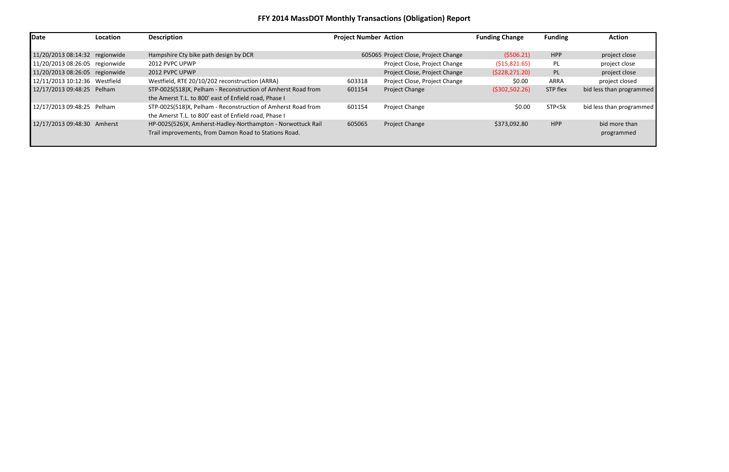# FFY 2014 MassDOT Monthly Transactions (Obligation) Report

| Date | Location | Description | Project Number | Action | Funding Change | Funding | Action |
|---|---|---|---|---|---|---|---|
| 11/20/2013 08:14:32 | regionwide | Hampshire Cty bike path design by DCR | 605065 | Project Close, Project Change | ($506.21) | HPP | project close |
| 11/20/2013 08:26:05 | regionwide | 2012 PVPC UPWP | | Project Close, Project Change | ($15,821.65) | PL | project close |
| 11/20/2013 08:26:05 | regionwide | 2012 PVPC UPWP | | Project Close, Project Change | ($228,271.20) | PL | project close |
| 12/11/2013 10:12:36 | Westfield | Westfield, RTE 20/10/202 reconstruction (ARRA) | 603318 | Project Close, Project Change | $0.00 | ARRA | project closed |
| 12/17/2013 09:48:25 | Pelham | STP-002S(518)X, Pelham - Reconstruction of Amherst Road from the Amerst T.L. to 800' east of Enfield road, Phase I | 601154 | Project Change | ($302,502.26) | STP flex | bid less than programmed |
| 12/17/2013 09:48:25 | Pelham | STP-002S(518)X, Pelham - Reconstruction of Amherst Road from the Amerst T.L. to 800' east of Enfield road, Phase I | 601154 | Project Change | $0.00 | STP<5k | bid less than programmed |
| 12/17/2013 09:48:30 | Amherst | HP-002S(526)X, Amherst-Hadley-Northampton - Norwottuck Rail Trail improvements, from Damon Road to Stations Road. | 605065 | Project Change | $373,092.80 | HPP | bid more than programmed |